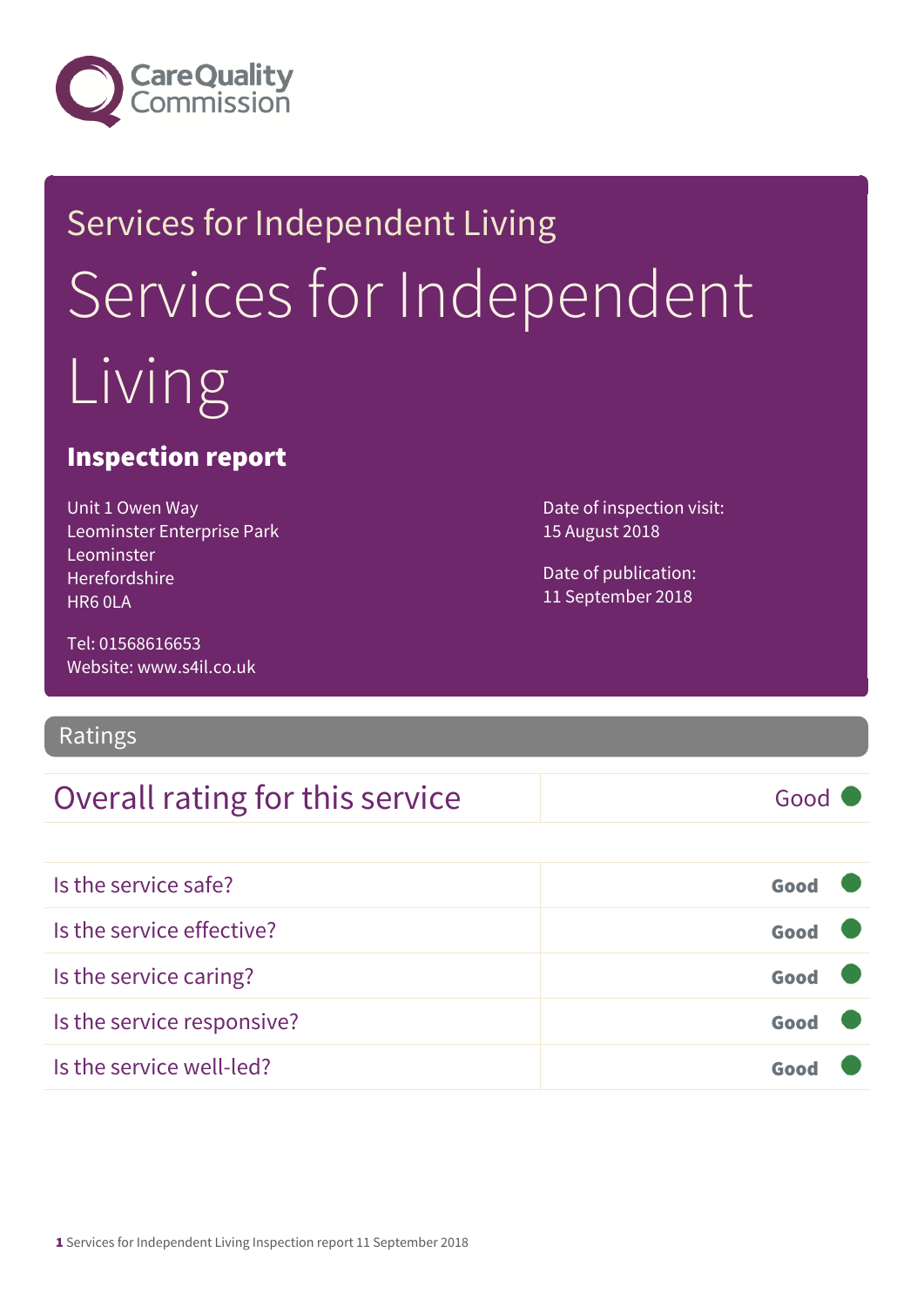Care Quality Commission

Services for Independent Living

# Services for Independent Living

## Inspection report

Unit 1 Owen Way
Leominster Enterprise Park
Leominster
Herefordshire
HR6 0LA

Tel: 01568616653
Website: www.s4il.co.uk

Date of inspection visit:
15 August 2018

Date of publication:
11 September 2018

## Ratings

| Overall rating for this service | Good |
| --- | --- |
| Is the service safe? | Good |
| Is the service effective? | Good |
| Is the service caring? | Good |
| Is the service responsive? | Good |
| Is the service well-led? | Good |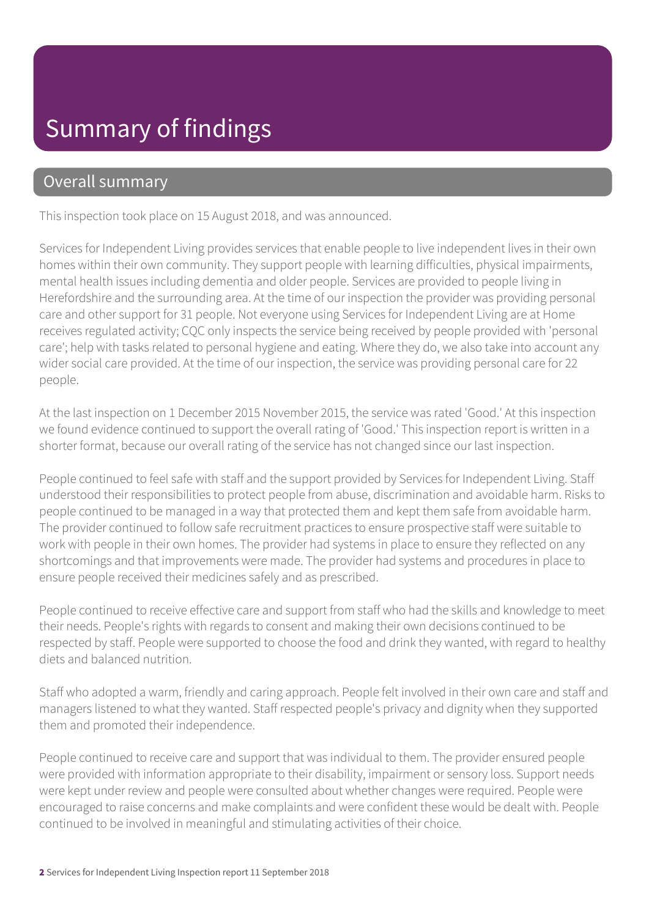# Summary of findings

## Overall summary

This inspection took place on 15 August 2018, and was announced.

Services for Independent Living provides services that enable people to live independent lives in their own homes within their own community. They support people with learning difficulties, physical impairments, mental health issues including dementia and older people. Services are provided to people living in Herefordshire and the surrounding area. At the time of our inspection the provider was providing personal care and other support for 31 people. Not everyone using Services for Independent Living are at Home receives regulated activity; CQC only inspects the service being received by people provided with 'personal care'; help with tasks related to personal hygiene and eating. Where they do, we also take into account any wider social care provided. At the time of our inspection, the service was providing personal care for 22 people.

At the last inspection on 1 December 2015 November 2015, the service was rated 'Good.' At this inspection we found evidence continued to support the overall rating of 'Good.' This inspection report is written in a shorter format, because our overall rating of the service has not changed since our last inspection.

People continued to feel safe with staff and the support provided by Services for Independent Living. Staff understood their responsibilities to protect people from abuse, discrimination and avoidable harm. Risks to people continued to be managed in a way that protected them and kept them safe from avoidable harm. The provider continued to follow safe recruitment practices to ensure prospective staff were suitable to work with people in their own homes. The provider had systems in place to ensure they reflected on any shortcomings and that improvements were made. The provider had systems and procedures in place to ensure people received their medicines safely and as prescribed.

People continued to receive effective care and support from staff who had the skills and knowledge to meet their needs. People's rights with regards to consent and making their own decisions continued to be respected by staff. People were supported to choose the food and drink they wanted, with regard to healthy diets and balanced nutrition.

Staff who adopted a warm, friendly and caring approach. People felt involved in their own care and staff and managers listened to what they wanted. Staff respected people's privacy and dignity when they supported them and promoted their independence.

People continued to receive care and support that was individual to them. The provider ensured people were provided with information appropriate to their disability, impairment or sensory loss. Support needs were kept under review and people were consulted about whether changes were required. People were encouraged to raise concerns and make complaints and were confident these would be dealt with. People continued to be involved in meaningful and stimulating activities of their choice.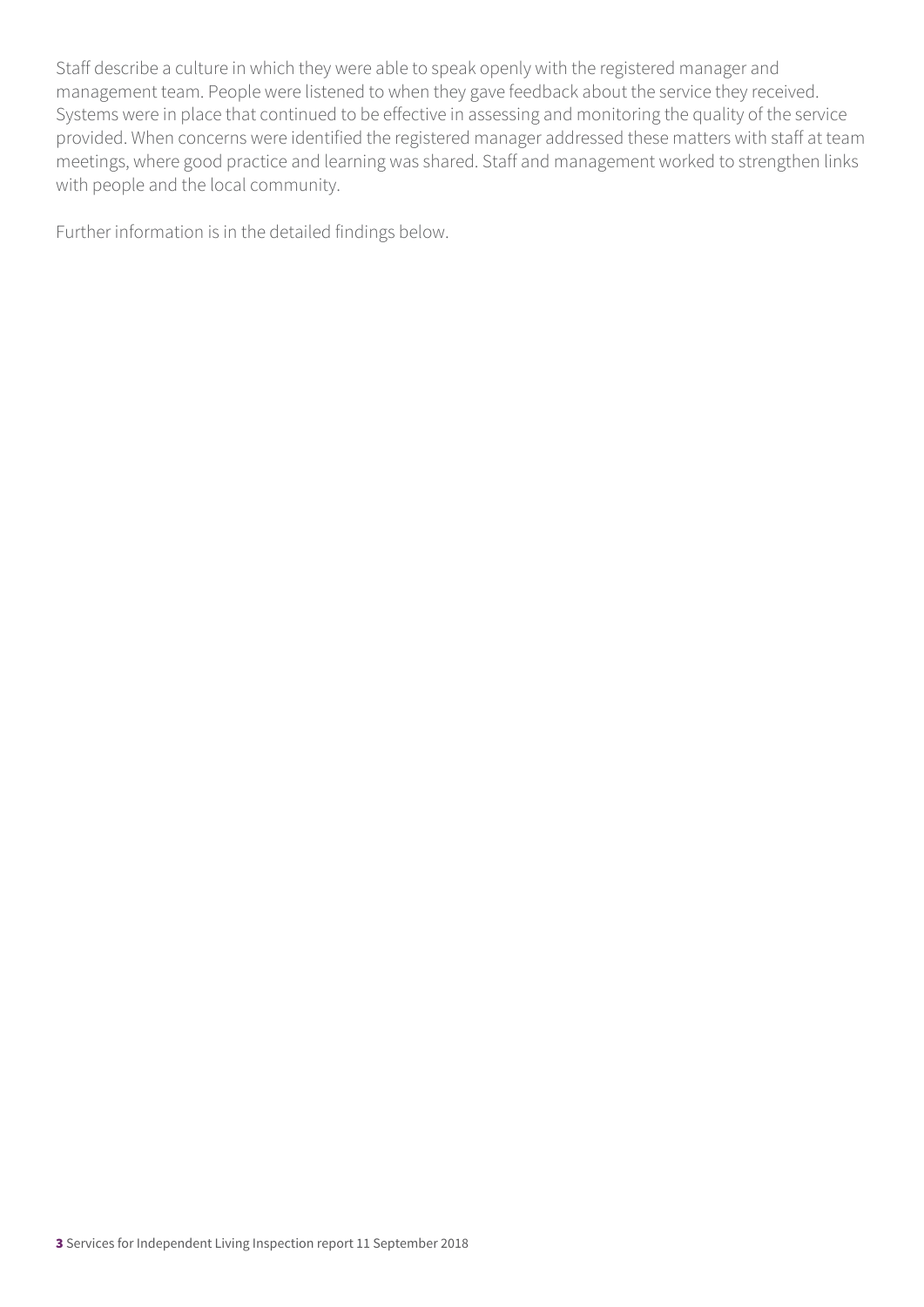Staff describe a culture in which they were able to speak openly with the registered manager and management team. People were listened to when they gave feedback about the service they received. Systems were in place that continued to be effective in assessing and monitoring the quality of the service provided. When concerns were identified the registered manager addressed these matters with staff at team meetings, where good practice and learning was shared. Staff and management worked to strengthen links with people and the local community.

Further information is in the detailed findings below.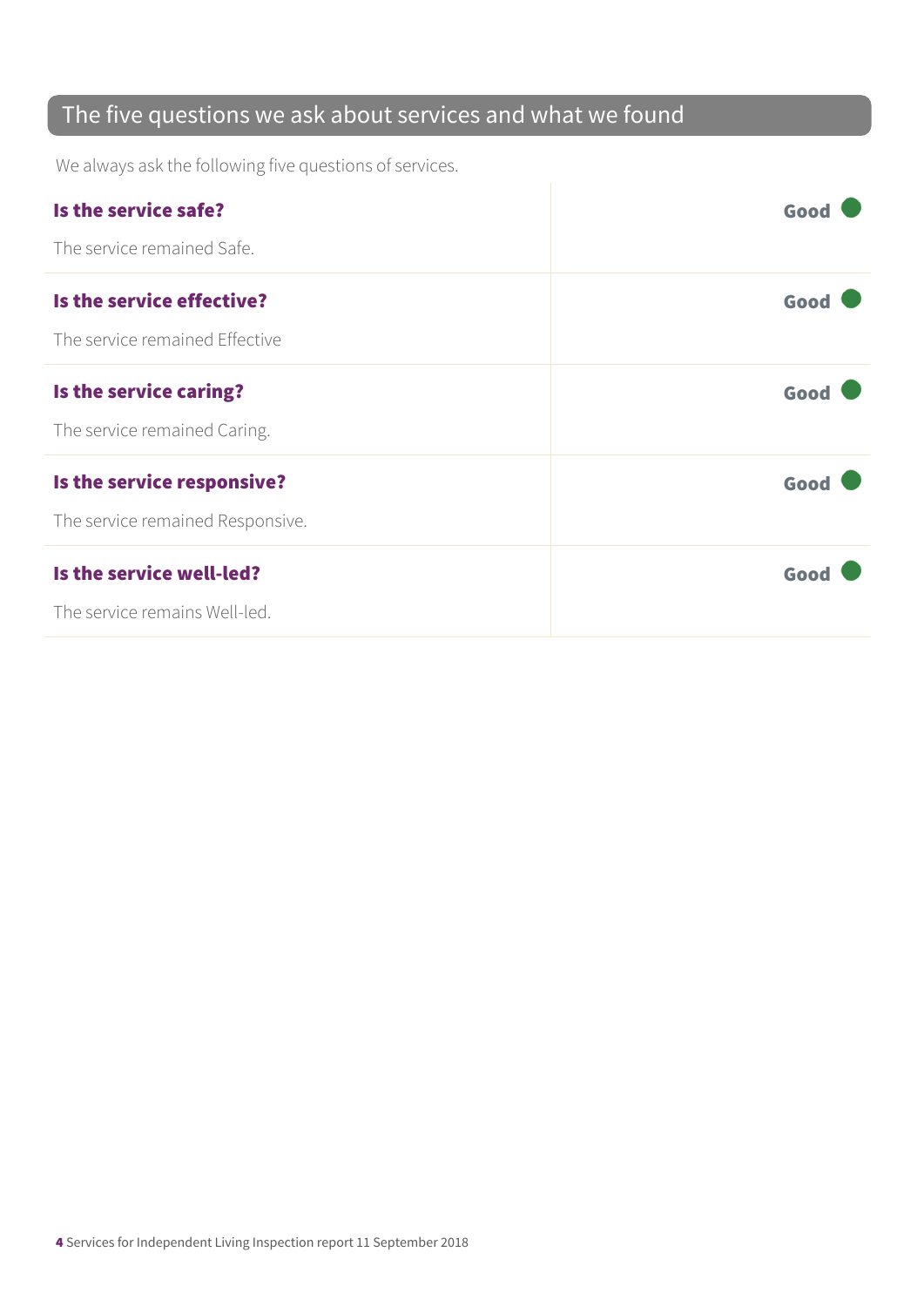## The five questions we ask about services and what we found

We always ask the following five questions of services.

| | |
|---|---|
| **Is the service safe?**<br><br>The service remained Safe. | **Good** |
| **Is the service effective?**<br><br>The service remained Effective | **Good** |
| **Is the service caring?**<br><br>The service remained Caring. | **Good** |
| **Is the service responsive?**<br><br>The service remained Responsive. | **Good** |
| **Is the service well-led?**<br><br>The service remains Well-led. | **Good** |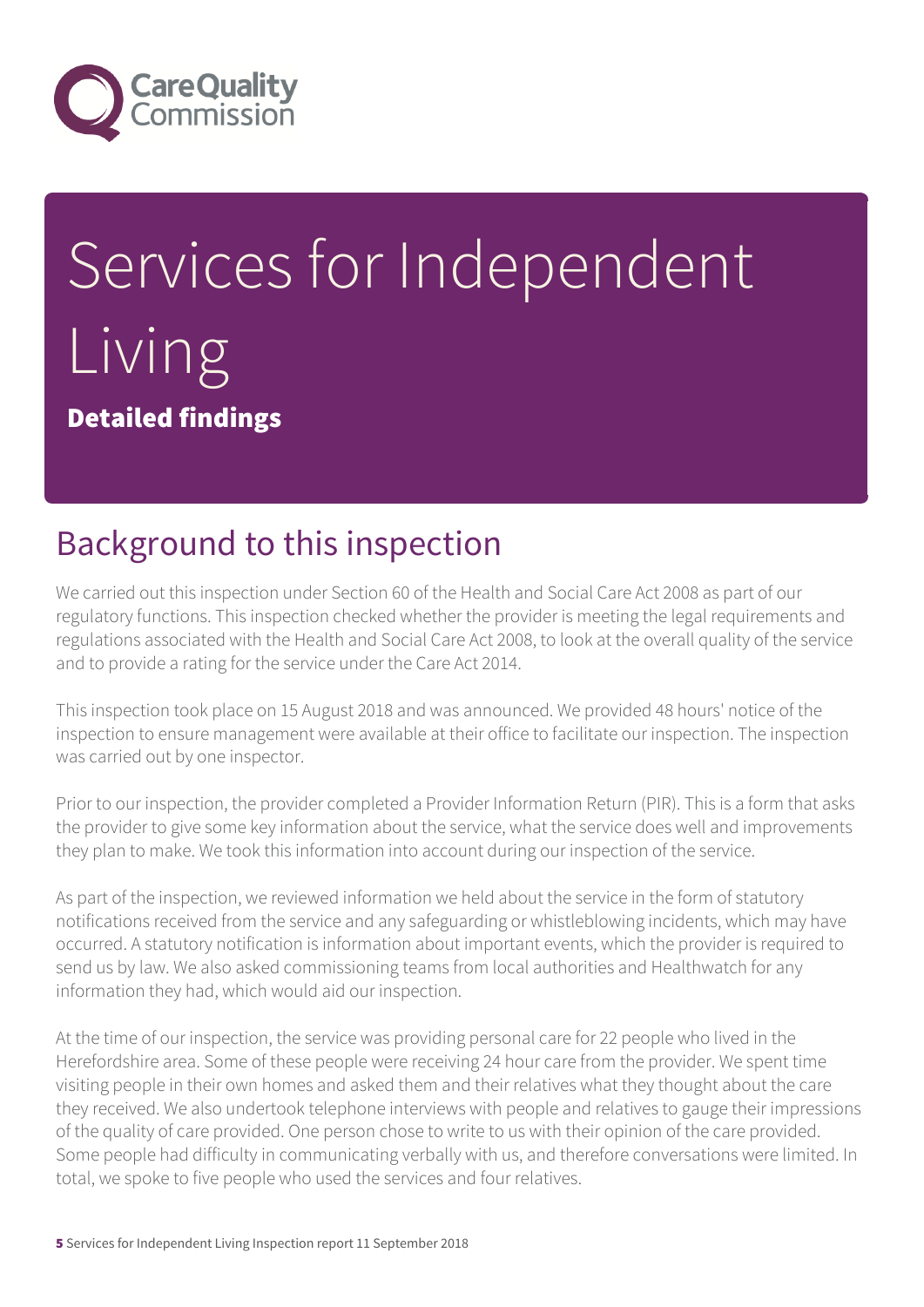# Services for Independent Living

**Detailed findings**

## Background to this inspection

We carried out this inspection under Section 60 of the Health and Social Care Act 2008 as part of our regulatory functions. This inspection checked whether the provider is meeting the legal requirements and regulations associated with the Health and Social Care Act 2008, to look at the overall quality of the service and to provide a rating for the service under the Care Act 2014.

This inspection took place on 15 August 2018 and was announced. We provided 48 hours' notice of the inspection to ensure management were available at their office to facilitate our inspection. The inspection was carried out by one inspector.

Prior to our inspection, the provider completed a Provider Information Return (PIR). This is a form that asks the provider to give some key information about the service, what the service does well and improvements they plan to make. We took this information into account during our inspection of the service.

As part of the inspection, we reviewed information we held about the service in the form of statutory notifications received from the service and any safeguarding or whistleblowing incidents, which may have occurred. A statutory notification is information about important events, which the provider is required to send us by law. We also asked commissioning teams from local authorities and Healthwatch for any information they had, which would aid our inspection.

At the time of our inspection, the service was providing personal care for 22 people who lived in the Herefordshire area. Some of these people were receiving 24 hour care from the provider. We spent time visiting people in their own homes and asked them and their relatives what they thought about the care they received. We also undertook telephone interviews with people and relatives to gauge their impressions of the quality of care provided. One person chose to write to us with their opinion of the care provided. Some people had difficulty in communicating verbally with us, and therefore conversations were limited. In total, we spoke to five people who used the services and four relatives.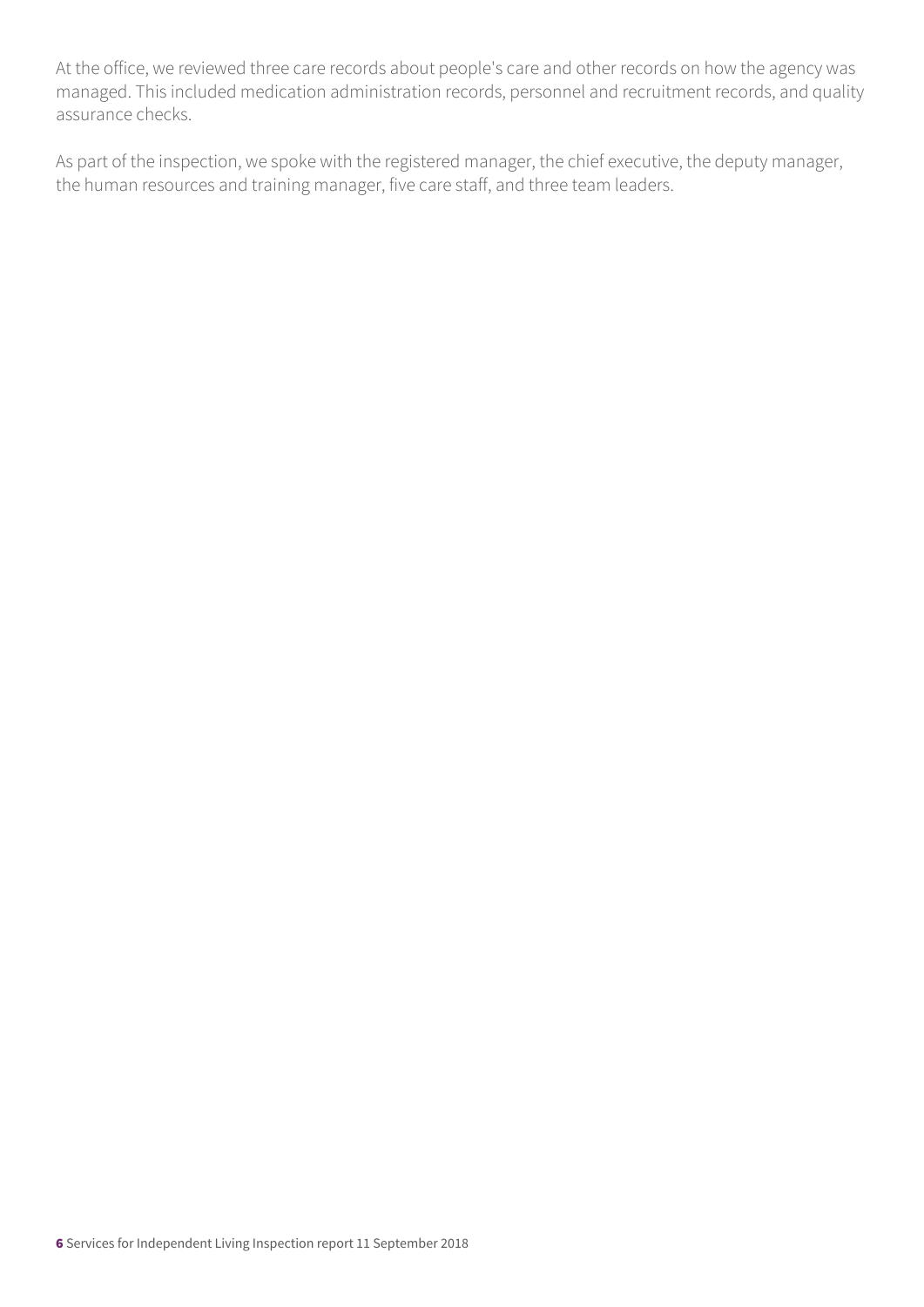At the office, we reviewed three care records about people's care and other records on how the agency was managed. This included medication administration records, personnel and recruitment records, and quality assurance checks.

As part of the inspection, we spoke with the registered manager, the chief executive, the deputy manager, the human resources and training manager, five care staff, and three team leaders.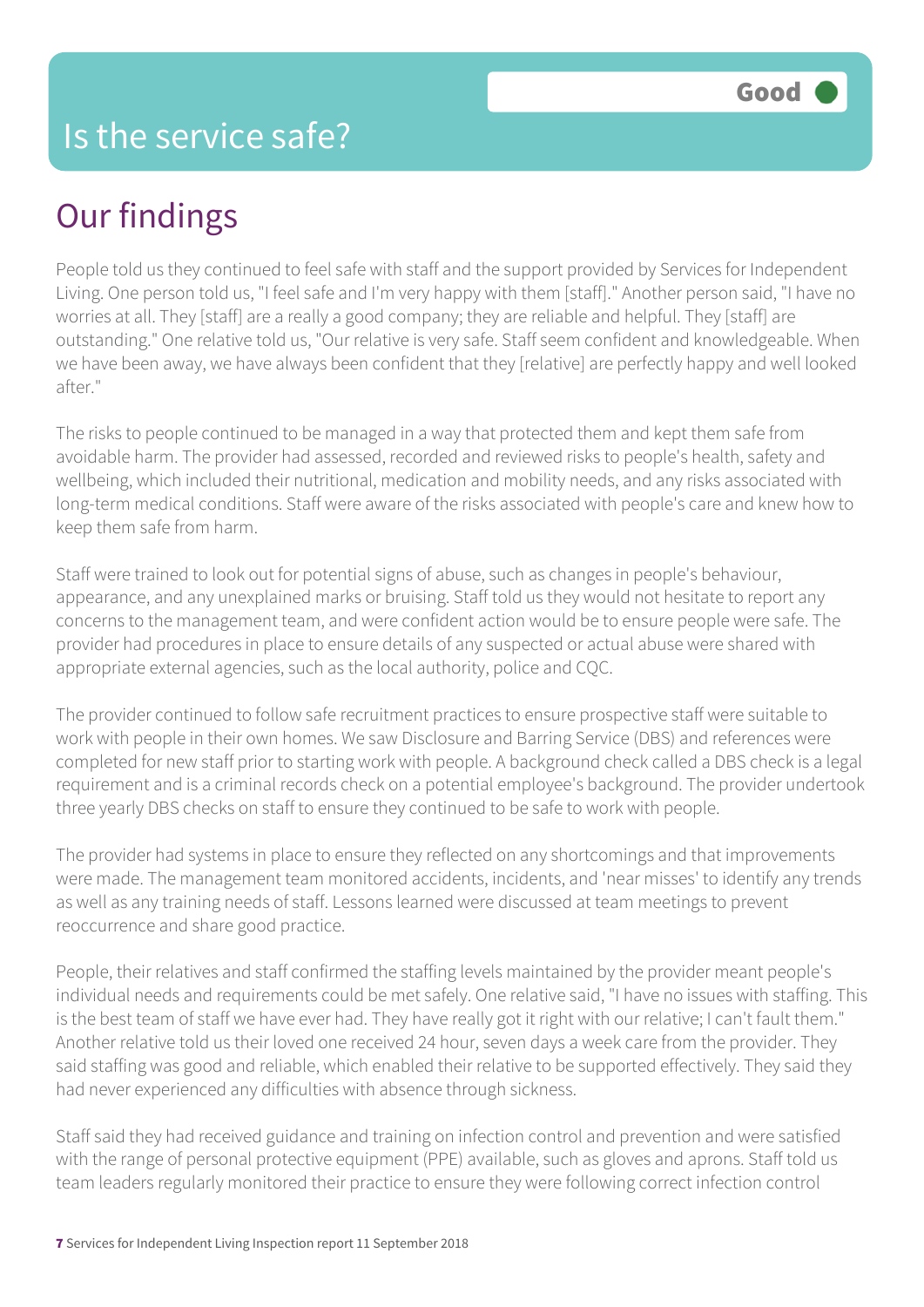# Is the service safe?

**Good**

## Our findings

People told us they continued to feel safe with staff and the support provided by Services for Independent Living. One person told us, "I feel safe and I'm very happy with them [staff]." Another person said, "I have no worries at all. They [staff] are a really a good company; they are reliable and helpful. They [staff] are outstanding." One relative told us, "Our relative is very safe. Staff seem confident and knowledgeable. When we have been away, we have always been confident that they [relative] are perfectly happy and well looked after."

The risks to people continued to be managed in a way that protected them and kept them safe from avoidable harm. The provider had assessed, recorded and reviewed risks to people's health, safety and wellbeing, which included their nutritional, medication and mobility needs, and any risks associated with long-term medical conditions. Staff were aware of the risks associated with people's care and knew how to keep them safe from harm.

Staff were trained to look out for potential signs of abuse, such as changes in people's behaviour, appearance, and any unexplained marks or bruising. Staff told us they would not hesitate to report any concerns to the management team, and were confident action would be to ensure people were safe. The provider had procedures in place to ensure details of any suspected or actual abuse were shared with appropriate external agencies, such as the local authority, police and CQC.

The provider continued to follow safe recruitment practices to ensure prospective staff were suitable to work with people in their own homes. We saw Disclosure and Barring Service (DBS) and references were completed for new staff prior to starting work with people. A background check called a DBS check is a legal requirement and is a criminal records check on a potential employee's background. The provider undertook three yearly DBS checks on staff to ensure they continued to be safe to work with people.

The provider had systems in place to ensure they reflected on any shortcomings and that improvements were made. The management team monitored accidents, incidents, and 'near misses' to identify any trends as well as any training needs of staff. Lessons learned were discussed at team meetings to prevent reoccurrence and share good practice.

People, their relatives and staff confirmed the staffing levels maintained by the provider meant people's individual needs and requirements could be met safely. One relative said, "I have no issues with staffing. This is the best team of staff we have ever had. They have really got it right with our relative; I can't fault them." Another relative told us their loved one received 24 hour, seven days a week care from the provider. They said staffing was good and reliable, which enabled their relative to be supported effectively. They said they had never experienced any difficulties with absence through sickness.

Staff said they had received guidance and training on infection control and prevention and were satisfied with the range of personal protective equipment (PPE) available, such as gloves and aprons. Staff told us team leaders regularly monitored their practice to ensure they were following correct infection control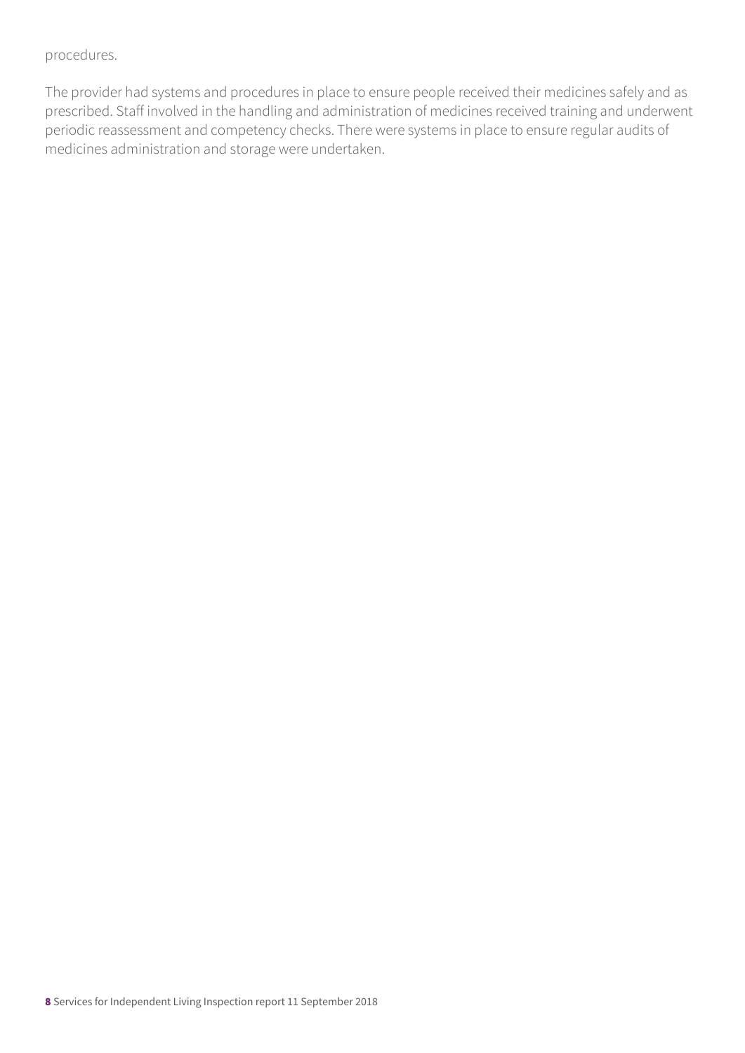procedures.

The provider had systems and procedures in place to ensure people received their medicines safely and as prescribed. Staff involved in the handling and administration of medicines received training and underwent periodic reassessment and competency checks. There were systems in place to ensure regular audits of medicines administration and storage were undertaken.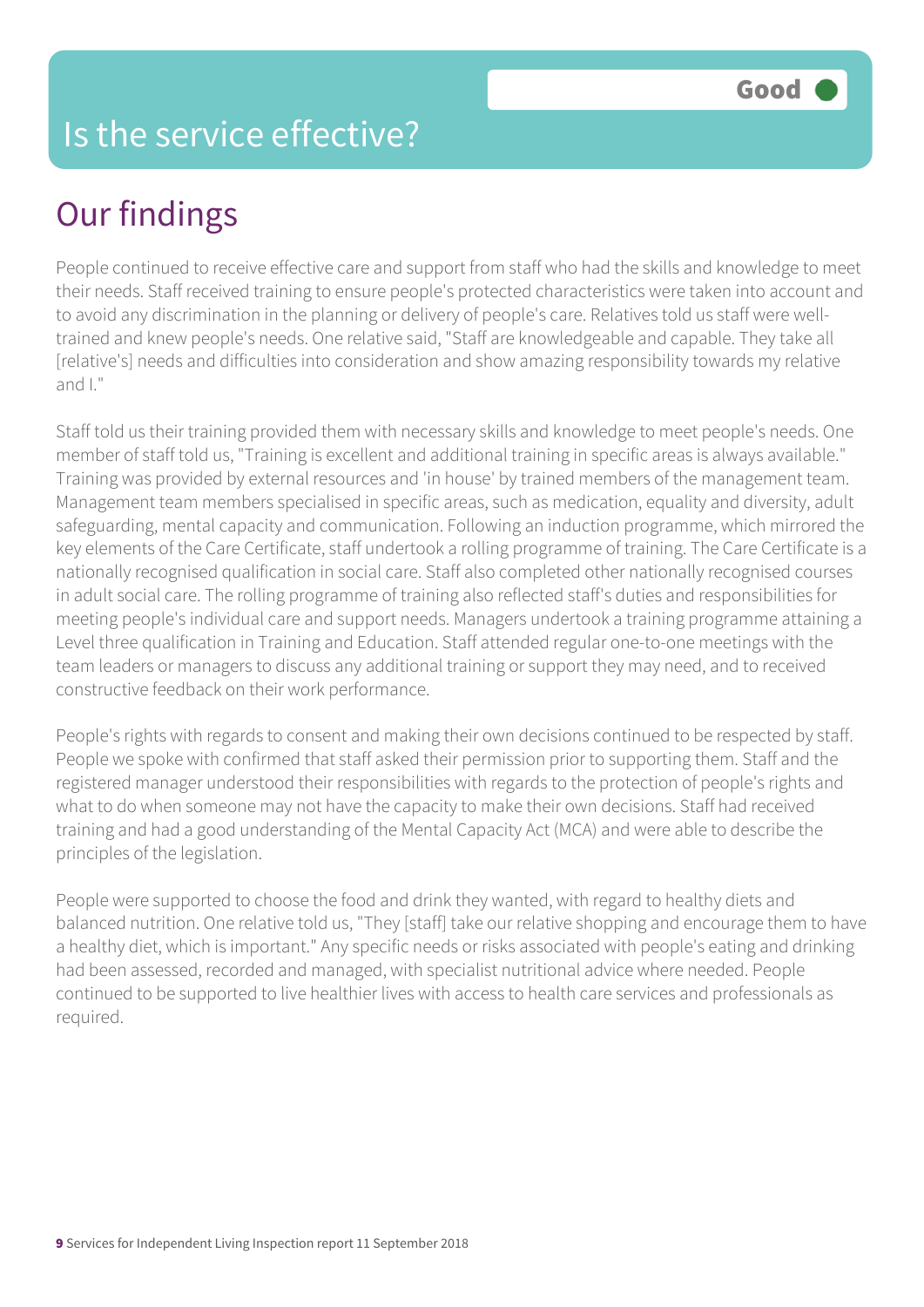Good

# Is the service effective?

## Our findings

People continued to receive effective care and support from staff who had the skills and knowledge to meet their needs. Staff received training to ensure people's protected characteristics were taken into account and to avoid any discrimination in the planning or delivery of people's care. Relatives told us staff were well-trained and knew people's needs. One relative said, "Staff are knowledgeable and capable. They take all [relative's] needs and difficulties into consideration and show amazing responsibility towards my relative and I."

Staff told us their training provided them with necessary skills and knowledge to meet people's needs. One member of staff told us, "Training is excellent and additional training in specific areas is always available." Training was provided by external resources and 'in house' by trained members of the management team. Management team members specialised in specific areas, such as medication, equality and diversity, adult safeguarding, mental capacity and communication. Following an induction programme, which mirrored the key elements of the Care Certificate, staff undertook a rolling programme of training. The Care Certificate is a nationally recognised qualification in social care. Staff also completed other nationally recognised courses in adult social care. The rolling programme of training also reflected staff's duties and responsibilities for meeting people's individual care and support needs. Managers undertook a training programme attaining a Level three qualification in Training and Education. Staff attended regular one-to-one meetings with the team leaders or managers to discuss any additional training or support they may need, and to received constructive feedback on their work performance.

People's rights with regards to consent and making their own decisions continued to be respected by staff. People we spoke with confirmed that staff asked their permission prior to supporting them. Staff and the registered manager understood their responsibilities with regards to the protection of people's rights and what to do when someone may not have the capacity to make their own decisions. Staff had received training and had a good understanding of the Mental Capacity Act (MCA) and were able to describe the principles of the legislation.

People were supported to choose the food and drink they wanted, with regard to healthy diets and balanced nutrition. One relative told us, "They [staff] take our relative shopping and encourage them to have a healthy diet, which is important." Any specific needs or risks associated with people's eating and drinking had been assessed, recorded and managed, with specialist nutritional advice where needed. People continued to be supported to live healthier lives with access to health care services and professionals as required.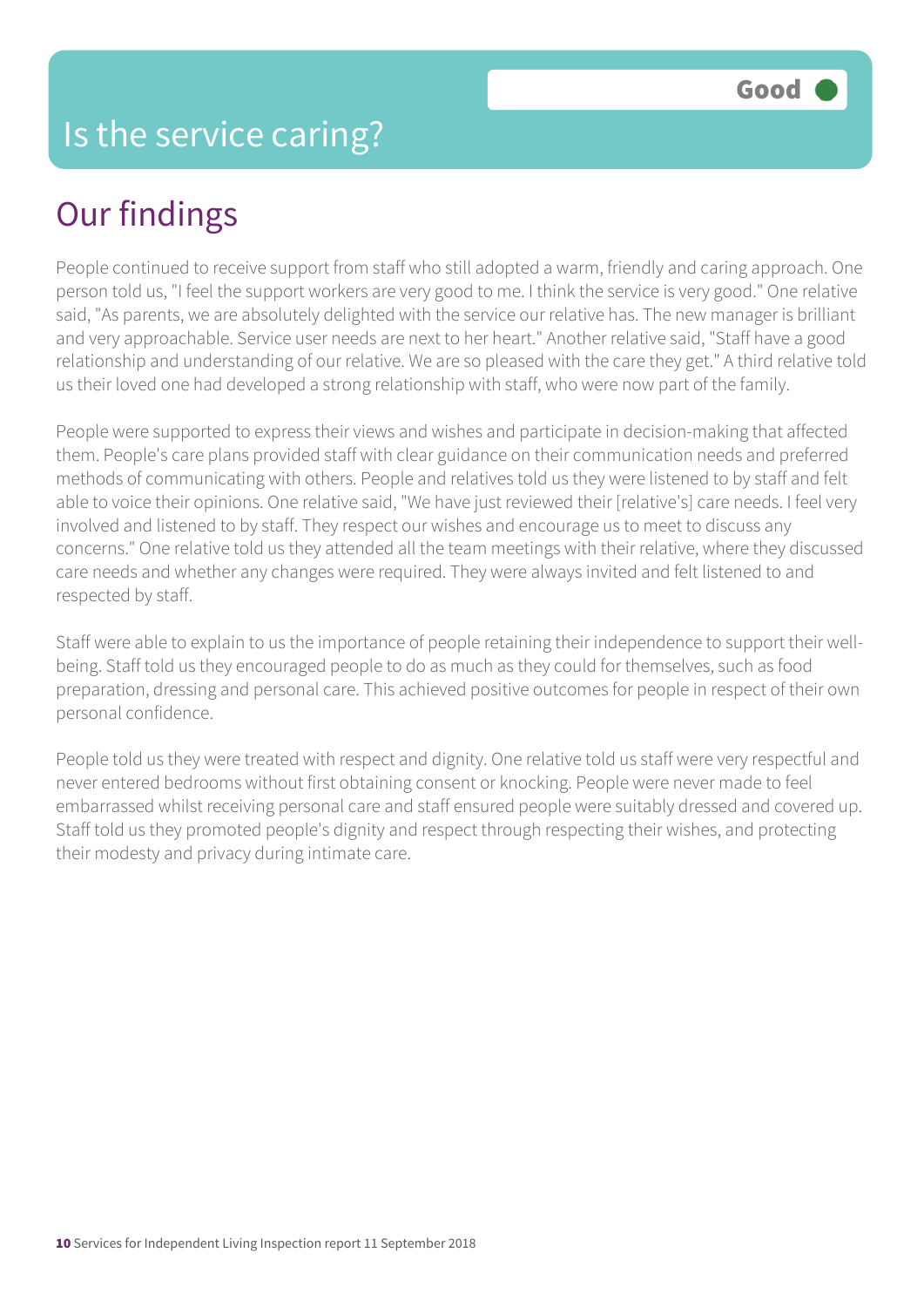# Is the service caring?

Good

## Our findings

People continued to receive support from staff who still adopted a warm, friendly and caring approach. One person told us, "I feel the support workers are very good to me. I think the service is very good." One relative said, "As parents, we are absolutely delighted with the service our relative has. The new manager is brilliant and very approachable. Service user needs are next to her heart." Another relative said, "Staff have a good relationship and understanding of our relative. We are so pleased with the care they get." A third relative told us their loved one had developed a strong relationship with staff, who were now part of the family.

People were supported to express their views and wishes and participate in decision-making that affected them. People's care plans provided staff with clear guidance on their communication needs and preferred methods of communicating with others. People and relatives told us they were listened to by staff and felt able to voice their opinions. One relative said, "We have just reviewed their [relative's] care needs. I feel very involved and listened to by staff. They respect our wishes and encourage us to meet to discuss any concerns." One relative told us they attended all the team meetings with their relative, where they discussed care needs and whether any changes were required. They were always invited and felt listened to and respected by staff.

Staff were able to explain to us the importance of people retaining their independence to support their well-being. Staff told us they encouraged people to do as much as they could for themselves, such as food preparation, dressing and personal care. This achieved positive outcomes for people in respect of their own personal confidence.

People told us they were treated with respect and dignity. One relative told us staff were very respectful and never entered bedrooms without first obtaining consent or knocking. People were never made to feel embarrassed whilst receiving personal care and staff ensured people were suitably dressed and covered up. Staff told us they promoted people's dignity and respect through respecting their wishes, and protecting their modesty and privacy during intimate care.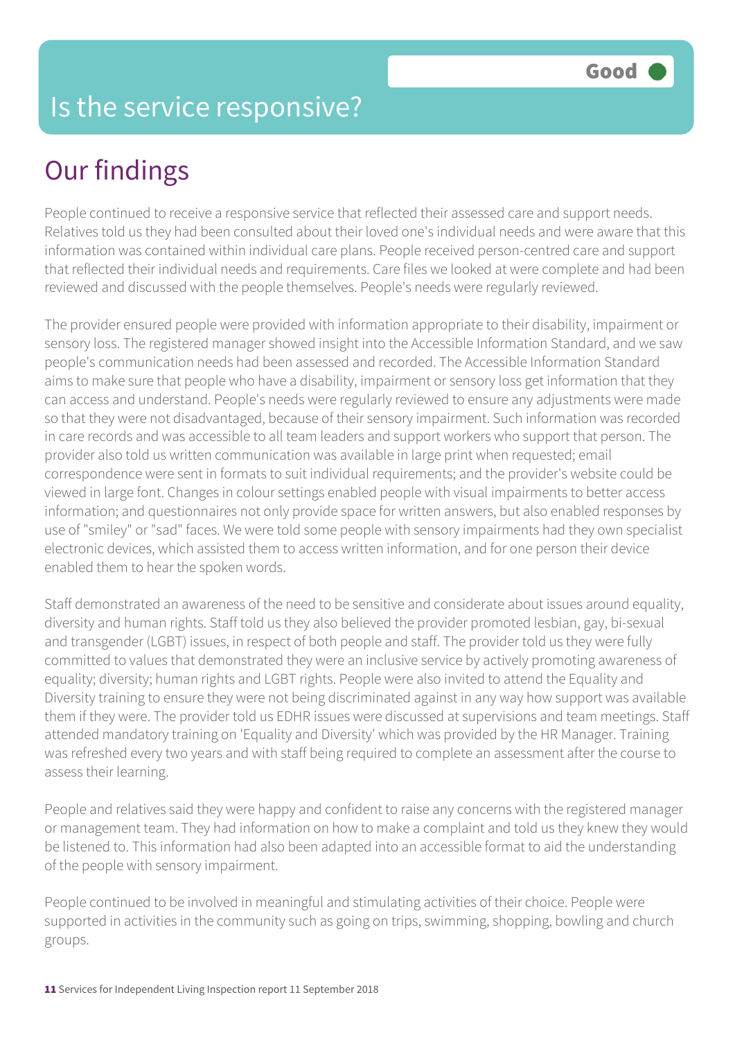# Is the service responsive?

Good

## Our findings

People continued to receive a responsive service that reflected their assessed care and support needs. Relatives told us they had been consulted about their loved one's individual needs and were aware that this information was contained within individual care plans. People received person-centred care and support that reflected their individual needs and requirements. Care files we looked at were complete and had been reviewed and discussed with the people themselves. People's needs were regularly reviewed.

The provider ensured people were provided with information appropriate to their disability, impairment or sensory loss. The registered manager showed insight into the Accessible Information Standard, and we saw people's communication needs had been assessed and recorded. The Accessible Information Standard aims to make sure that people who have a disability, impairment or sensory loss get information that they can access and understand. People's needs were regularly reviewed to ensure any adjustments were made so that they were not disadvantaged, because of their sensory impairment. Such information was recorded in care records and was accessible to all team leaders and support workers who support that person. The provider also told us written communication was available in large print when requested; email correspondence were sent in formats to suit individual requirements; and the provider's website could be viewed in large font. Changes in colour settings enabled people with visual impairments to better access information; and questionnaires not only provide space for written answers, but also enabled responses by use of "smiley" or "sad" faces. We were told some people with sensory impairments had they own specialist electronic devices, which assisted them to access written information, and for one person their device enabled them to hear the spoken words.

Staff demonstrated an awareness of the need to be sensitive and considerate about issues around equality, diversity and human rights. Staff told us they also believed the provider promoted lesbian, gay, bi-sexual and transgender (LGBT) issues, in respect of both people and staff. The provider told us they were fully committed to values that demonstrated they were an inclusive service by actively promoting awareness of equality; diversity; human rights and LGBT rights. People were also invited to attend the Equality and Diversity training to ensure they were not being discriminated against in any way how support was available them if they were. The provider told us EDHR issues were discussed at supervisions and team meetings. Staff attended mandatory training on 'Equality and Diversity' which was provided by the HR Manager. Training was refreshed every two years and with staff being required to complete an assessment after the course to assess their learning.

People and relatives said they were happy and confident to raise any concerns with the registered manager or management team. They had information on how to make a complaint and told us they knew they would be listened to. This information had also been adapted into an accessible format to aid the understanding of the people with sensory impairment.

People continued to be involved in meaningful and stimulating activities of their choice. People were supported in activities in the community such as going on trips, swimming, shopping, bowling and church groups.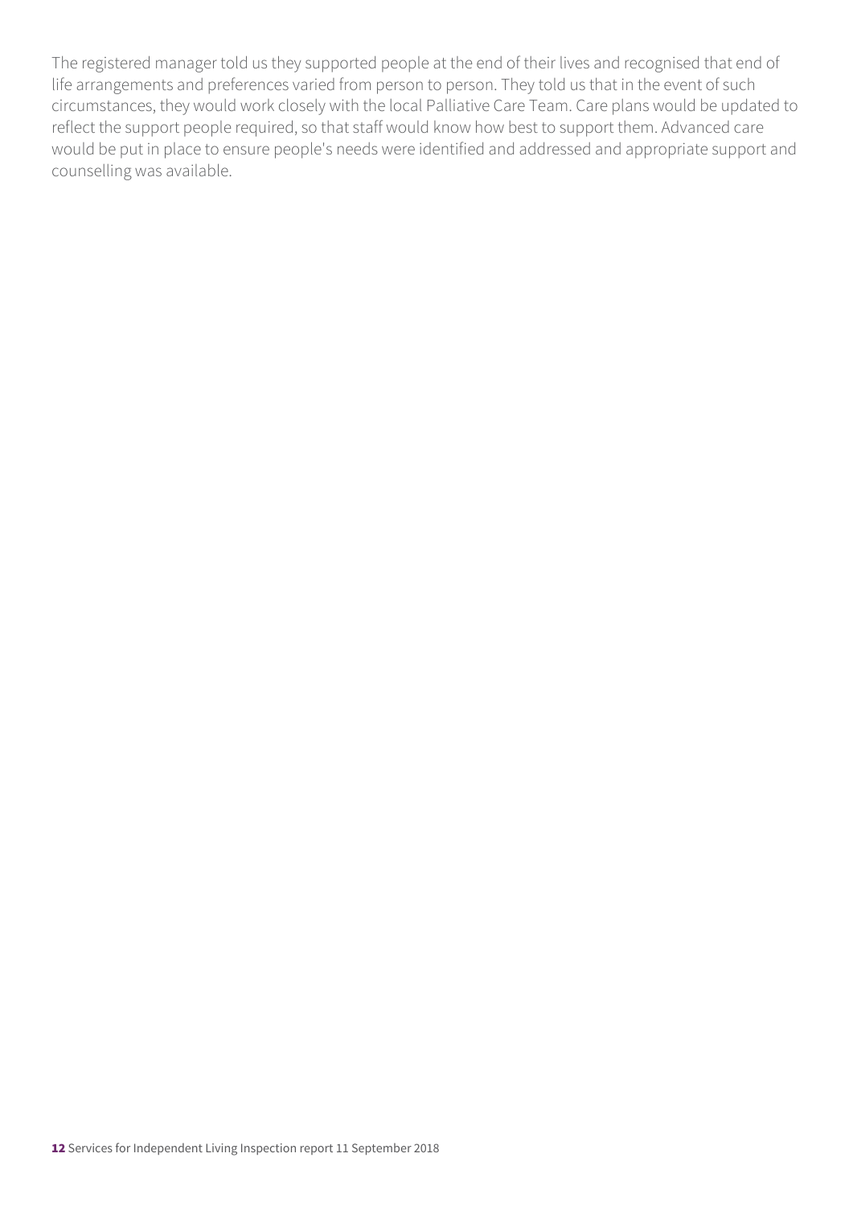The registered manager told us they supported people at the end of their lives and recognised that end of life arrangements and preferences varied from person to person. They told us that in the event of such circumstances, they would work closely with the local Palliative Care Team. Care plans would be updated to reflect the support people required, so that staff would know how best to support them. Advanced care would be put in place to ensure people's needs were identified and addressed and appropriate support and counselling was available.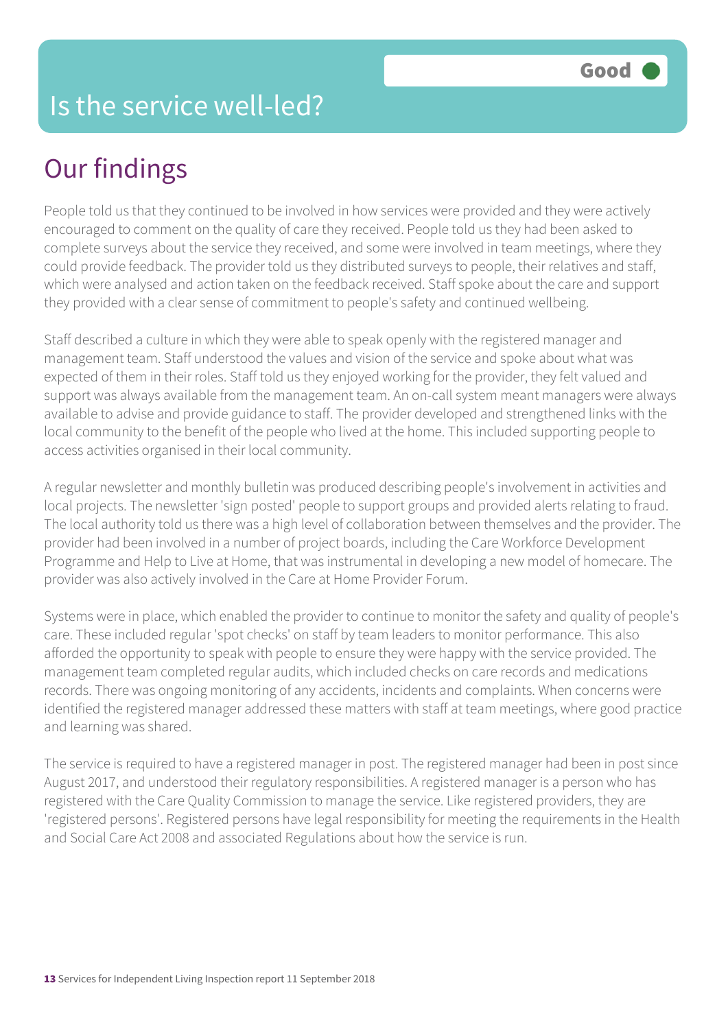# Is the service well-led?

Good

## Our findings

People told us that they continued to be involved in how services were provided and they were actively encouraged to comment on the quality of care they received. People told us they had been asked to complete surveys about the service they received, and some were involved in team meetings, where they could provide feedback. The provider told us they distributed surveys to people, their relatives and staff, which were analysed and action taken on the feedback received. Staff spoke about the care and support they provided with a clear sense of commitment to people's safety and continued wellbeing.

Staff described a culture in which they were able to speak openly with the registered manager and management team. Staff understood the values and vision of the service and spoke about what was expected of them in their roles. Staff told us they enjoyed working for the provider, they felt valued and support was always available from the management team. An on-call system meant managers were always available to advise and provide guidance to staff. The provider developed and strengthened links with the local community to the benefit of the people who lived at the home. This included supporting people to access activities organised in their local community.

A regular newsletter and monthly bulletin was produced describing people's involvement in activities and local projects. The newsletter 'sign posted' people to support groups and provided alerts relating to fraud. The local authority told us there was a high level of collaboration between themselves and the provider. The provider had been involved in a number of project boards, including the Care Workforce Development Programme and Help to Live at Home, that was instrumental in developing a new model of homecare. The provider was also actively involved in the Care at Home Provider Forum.

Systems were in place, which enabled the provider to continue to monitor the safety and quality of people's care. These included regular 'spot checks' on staff by team leaders to monitor performance. This also afforded the opportunity to speak with people to ensure they were happy with the service provided. The management team completed regular audits, which included checks on care records and medications records. There was ongoing monitoring of any accidents, incidents and complaints. When concerns were identified the registered manager addressed these matters with staff at team meetings, where good practice and learning was shared.

The service is required to have a registered manager in post. The registered manager had been in post since August 2017, and understood their regulatory responsibilities. A registered manager is a person who has registered with the Care Quality Commission to manage the service. Like registered providers, they are 'registered persons'. Registered persons have legal responsibility for meeting the requirements in the Health and Social Care Act 2008 and associated Regulations about how the service is run.